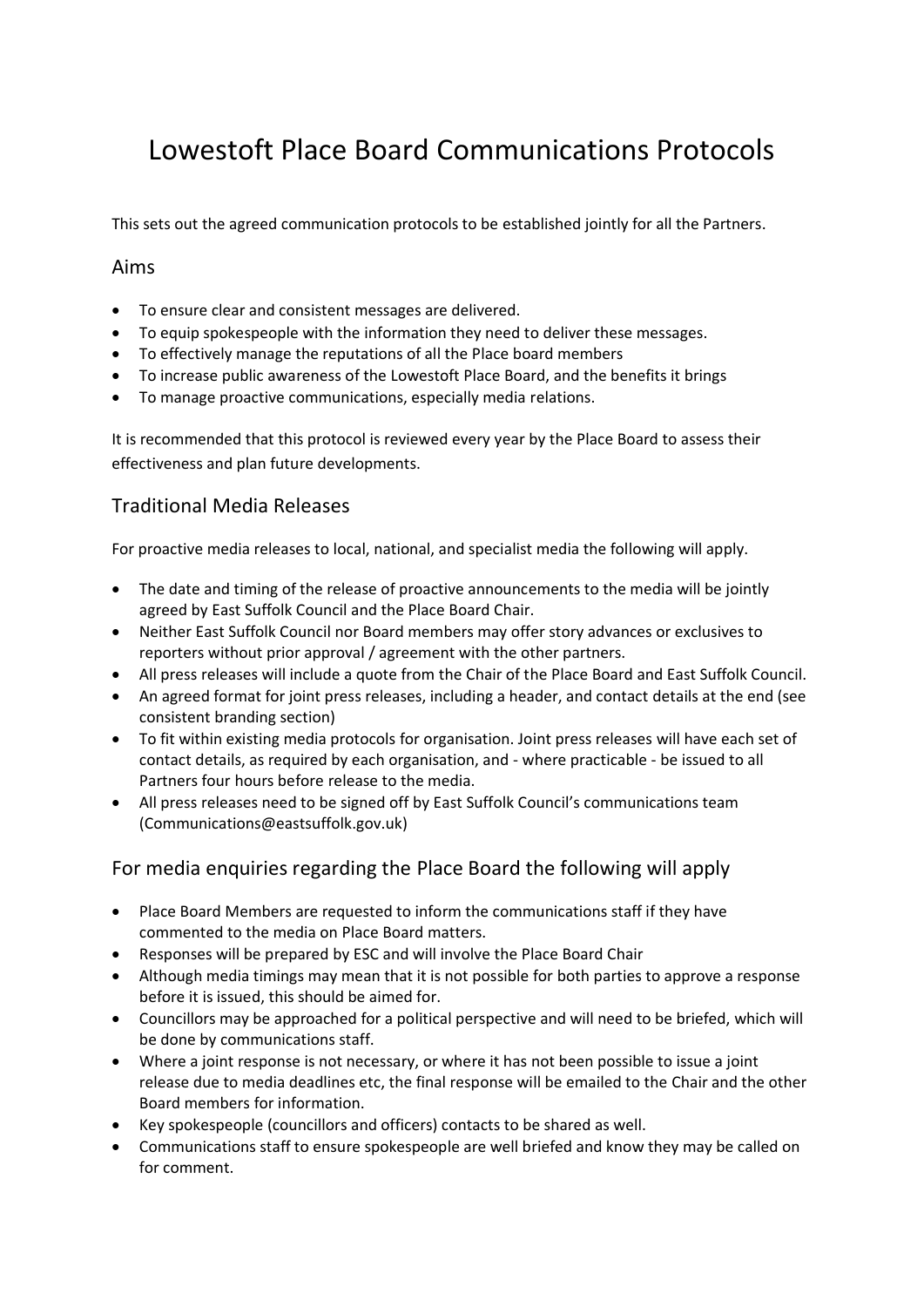# Lowestoft Place Board Communications Protocols

This sets out the agreed communication protocols to be established jointly for all the Partners.

## Aims

- To ensure clear and consistent messages are delivered.
- To equip spokespeople with the information they need to deliver these messages.
- To effectively manage the reputations of all the Place board members
- To increase public awareness of the Lowestoft Place Board, and the benefits it brings
- To manage proactive communications, especially media relations.

It is recommended that this protocol is reviewed every year by the Place Board to assess their effectiveness and plan future developments.

## Traditional Media Releases

For proactive media releases to local, national, and specialist media the following will apply.

- The date and timing of the release of proactive announcements to the media will be jointly agreed by East Suffolk Council and the Place Board Chair.
- Neither East Suffolk Council nor Board members may offer story advances or exclusives to reporters without prior approval / agreement with the other partners.
- All press releases will include a quote from the Chair of the Place Board and East Suffolk Council.
- An agreed format for joint press releases, including a header, and contact details at the end (see consistent branding section)
- To fit within existing media protocols for organisation. Joint press releases will have each set of contact details, as required by each organisation, and - where practicable - be issued to all Partners four hours before release to the media.
- All press releases need to be signed off by East Suffolk Council's communications team (Communications@eastsuffolk.gov.uk)

## For media enquiries regarding the Place Board the following will apply

- Place Board Members are requested to inform the communications staff if they have commented to the media on Place Board matters.
- Responses will be prepared by ESC and will involve the Place Board Chair
- Although media timings may mean that it is not possible for both parties to approve a response before it is issued, this should be aimed for.
- Councillors may be approached for a political perspective and will need to be briefed, which will be done by communications staff.
- Where a joint response is not necessary, or where it has not been possible to issue a joint release due to media deadlines etc, the final response will be emailed to the Chair and the other Board members for information.
- Key spokespeople (councillors and officers) contacts to be shared as well.
- Communications staff to ensure spokespeople are well briefed and know they may be called on for comment.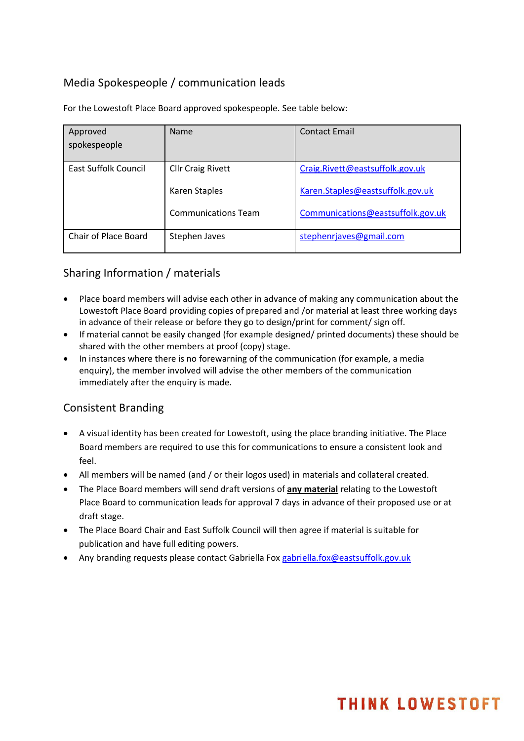## Media Spokespeople / communication leads

For the Lowestoft Place Board approved spokespeople. See table below:

| Approved spokespeople | Name | Contact Email |
|---|---|---|
| East Suffolk Council | Cllr Craig Rivett<br><br>Karen Staples<br><br>Communications Team | Craig.Rivett@eastsuffolk.gov.uk<br><br>Karen.Staples@eastsuffolk.gov.uk<br><br>Communications@eastsuffolk.gov.uk |
| Chair of Place Board | Stephen Javes | stephenrjaves@gmail.com |

## Sharing Information / materials

- Place board members will advise each other in advance of making any communication about the Lowestoft Place Board providing copies of prepared and /or material at least three working days in advance of their release or before they go to design/print for comment/ sign off.
- If material cannot be easily changed (for example designed/ printed documents) these should be shared with the other members at proof (copy) stage.
- In instances where there is no forewarning of the communication (for example, a media enquiry), the member involved will advise the other members of the communication immediately after the enquiry is made.

## Consistent Branding

- A visual identity has been created for Lowestoft, using the place branding initiative. The Place Board members are required to use this for communications to ensure a consistent look and feel.
- All members will be named (and / or their logos used) in materials and collateral created.
- The Place Board members will send draft versions of **any material** relating to the Lowestoft Place Board to communication leads for approval 7 days in advance of their proposed use or at draft stage.
- The Place Board Chair and East Suffolk Council will then agree if material is suitable for publication and have full editing powers.
- Any branding requests please contact Gabriella Fox gabriella.fox@eastsuffolk.gov.uk

THINK LOWESTOFT